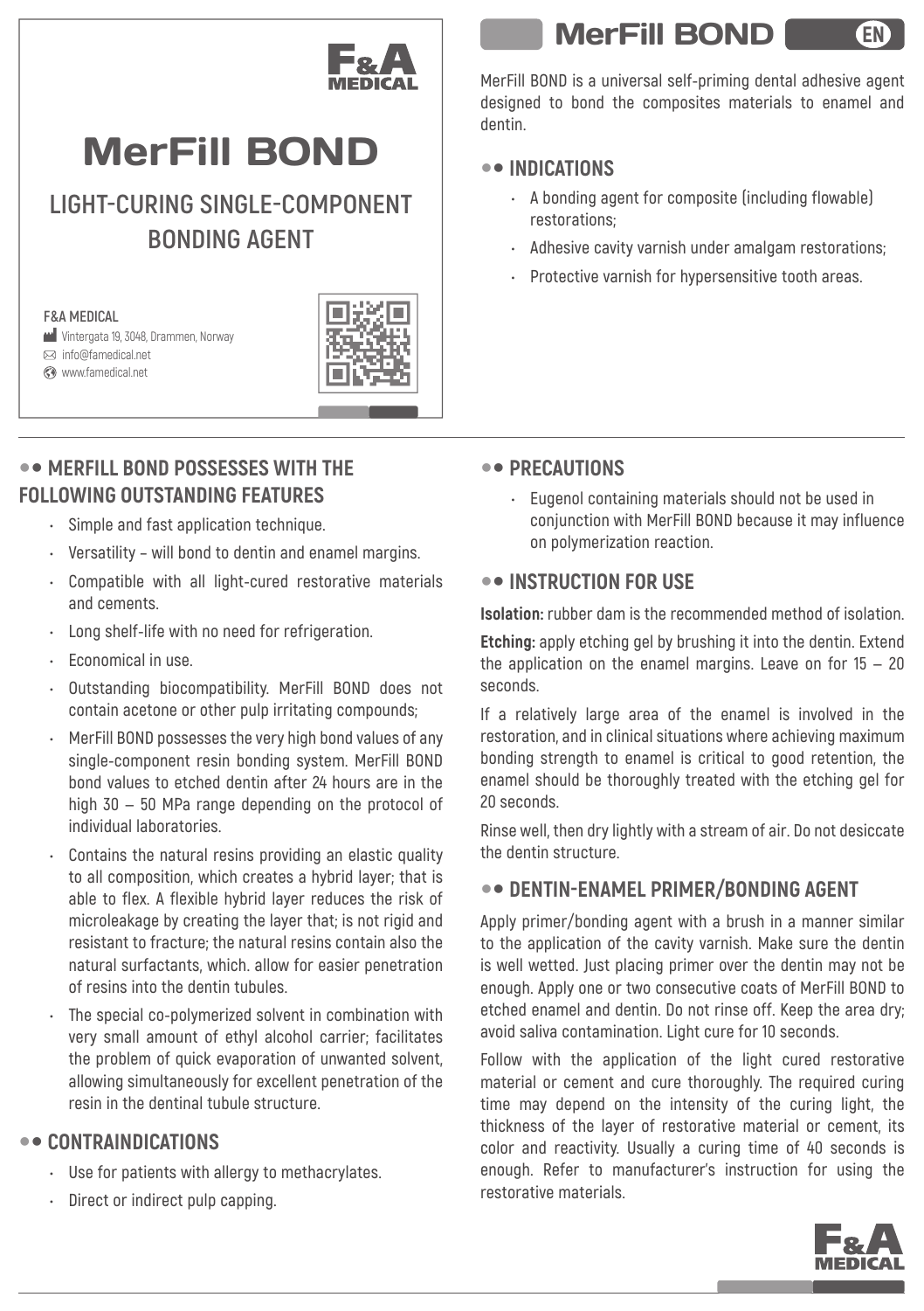F&A MEDICAL

# MerFill BOND

## LIGHT-CURING SINGLE-COMPONENT BONDING AGENT

**F&A MEDICAL**

Vintergata 19, 3048, Drammen, Norway
info@famedical.net
www.famedical.net

# MerFill BOND

EN

MerFill BOND is a universal self-priming dental adhesive agent designed to bond the composites materials to enamel and dentin.

## INDICATIONS

- A bonding agent for composite (including flowable) restorations;
- Adhesive cavity varnish under amalgam restorations;
- Protective varnish for hypersensitive tooth areas.

## MERFILL BOND POSSESSES WITH THE FOLLOWING OUTSTANDING FEATURES

- Simple and fast application technique.
- Versatility – will bond to dentin and enamel margins.
- Compatible with all light-cured restorative materials and cements.
- Long shelf-life with no need for refrigeration.
- Economical in use.
- Outstanding biocompatibility. MerFill BOND does not contain acetone or other pulp irritating compounds;
- MerFill BOND possesses the very high bond values of any single-component resin bonding system. MerFill BOND bond values to etched dentin after 24 hours are in the high 30 – 50 MPa range depending on the protocol of individual laboratories.
- Contains the natural resins providing an elastic quality to all composition, which creates a hybrid layer; that is able to flex. A flexible hybrid layer reduces the risk of microleakage by creating the layer that; is not rigid and resistant to fracture; the natural resins contain also the natural surfactants, which. allow for easier penetration of resins into the dentin tubules.
- The special co-polymerized solvent in combination with very small amount of ethyl alcohol carrier; facilitates the problem of quick evaporation of unwanted solvent, allowing simultaneously for excellent penetration of the resin in the dentinal tubule structure.

## CONTRAINDICATIONS

- Use for patients with allergy to methacrylates.
- Direct or indirect pulp capping.

## PRECAUTIONS

- Eugenol containing materials should not be used in conjunction with MerFill BOND because it may influence on polymerization reaction.

## INSTRUCTION FOR USE

**Isolation:** rubber dam is the recommended method of isolation.

**Etching:** apply etching gel by brushing it into the dentin. Extend the application on the enamel margins. Leave on for 15 – 20 seconds.

If a relatively large area of the enamel is involved in the restoration, and in clinical situations where achieving maximum bonding strength to enamel is critical to good retention, the enamel should be thoroughly treated with the etching gel for 20 seconds.

Rinse well, then dry lightly with a stream of air. Do not desiccate the dentin structure.

## DENTIN-ENAMEL PRIMER/BONDING AGENT

Apply primer/bonding agent with a brush in a manner similar to the application of the cavity varnish. Make sure the dentin is well wetted. Just placing primer over the dentin may not be enough. Apply one or two consecutive coats of MerFill BOND to etched enamel and dentin. Do not rinse off. Keep the area dry; avoid saliva contamination. Light cure for 10 seconds.

Follow with the application of the light cured restorative material or cement and cure thoroughly. The required curing time may depend on the intensity of the curing light, the thickness of the layer of restorative material or cement, its color and reactivity. Usually a curing time of 40 seconds is enough. Refer to manufacturer's instruction for using the restorative materials.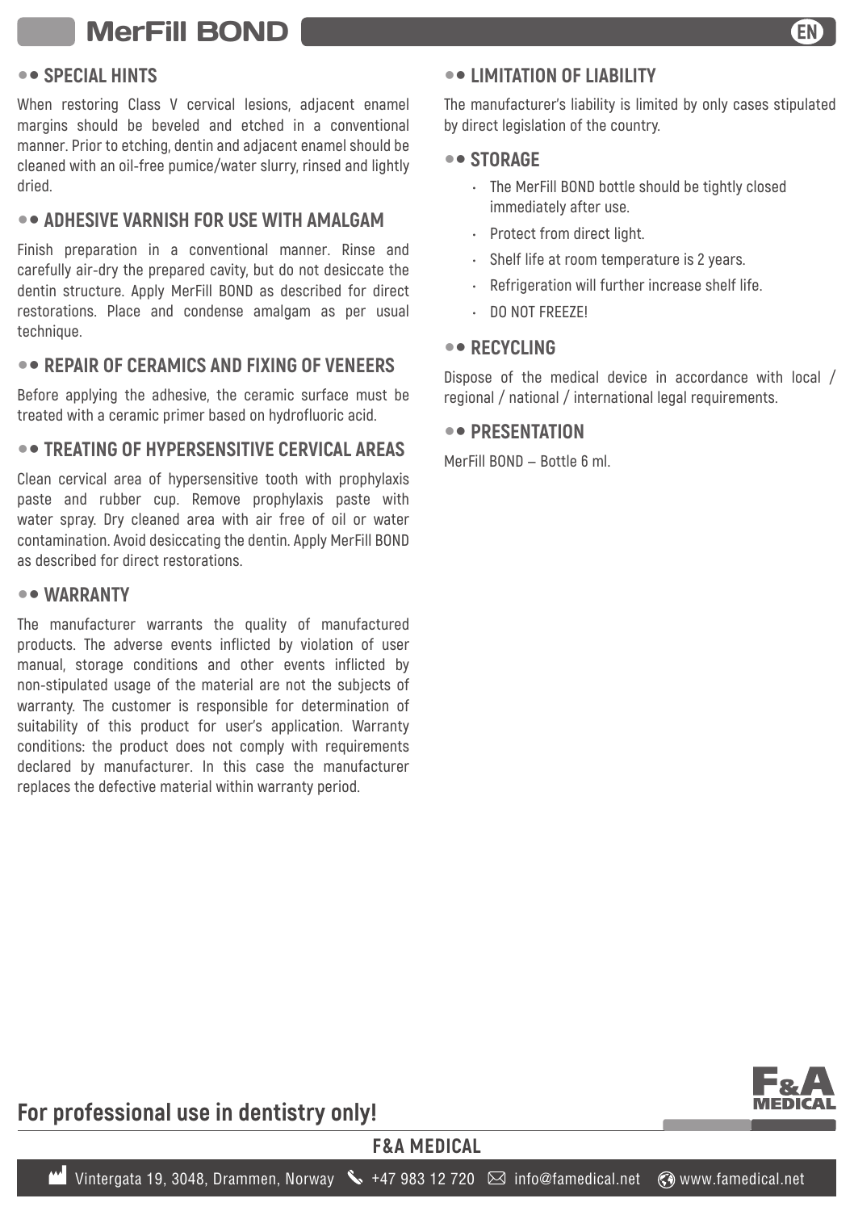## SPECIAL HINTS

When restoring Class V cervical lesions, adjacent enamel margins should be beveled and etched in a conventional manner. Prior to etching, dentin and adjacent enamel should be cleaned with an oil-free pumice/water slurry, rinsed and lightly dried.

## ADHESIVE VARNISH FOR USE WITH AMALGAM

Finish preparation in a conventional manner. Rinse and carefully air-dry the prepared cavity, but do not desiccate the dentin structure. Apply MerFill BOND as described for direct restorations. Place and condense amalgam as per usual technique.

## REPAIR OF CERAMICS AND FIXING OF VENEERS

Before applying the adhesive, the ceramic surface must be treated with a ceramic primer based on hydrofluoric acid.

## TREATING OF HYPERSENSITIVE CERVICAL AREAS

Clean cervical area of hypersensitive tooth with prophylaxis paste and rubber cup. Remove prophylaxis paste with water spray. Dry cleaned area with air free of oil or water contamination. Avoid desiccating the dentin. Apply MerFill BOND as described for direct restorations.

## WARRANTY

The manufacturer warrants the quality of manufactured products. The adverse events inflicted by violation of user manual, storage conditions and other events inflicted by non-stipulated usage of the material are not the subjects of warranty. The customer is responsible for determination of suitability of this product for user's application. Warranty conditions: the product does not comply with requirements declared by manufacturer. In this case the manufacturer replaces the defective material within warranty period.

## LIMITATION OF LIABILITY

The manufacturer's liability is limited by only cases stipulated by direct legislation of the country.

## STORAGE

- The MerFill BOND bottle should be tightly closed immediately after use.
- Protect from direct light.
- Shelf life at room temperature is 2 years.
- Refrigeration will further increase shelf life.
- DO NOT FREEZE!

## RECYCLING

Dispose of the medical device in accordance with local / regional / national / international legal requirements.

## PRESENTATION

MerFill BOND – Bottle 6 ml.

**For professional use in dentistry only!**

F&A MEDICAL

Vintergata 19, 3048, Drammen, Norway | +47 983 12 720 | info@famedical.net | www.famedical.net